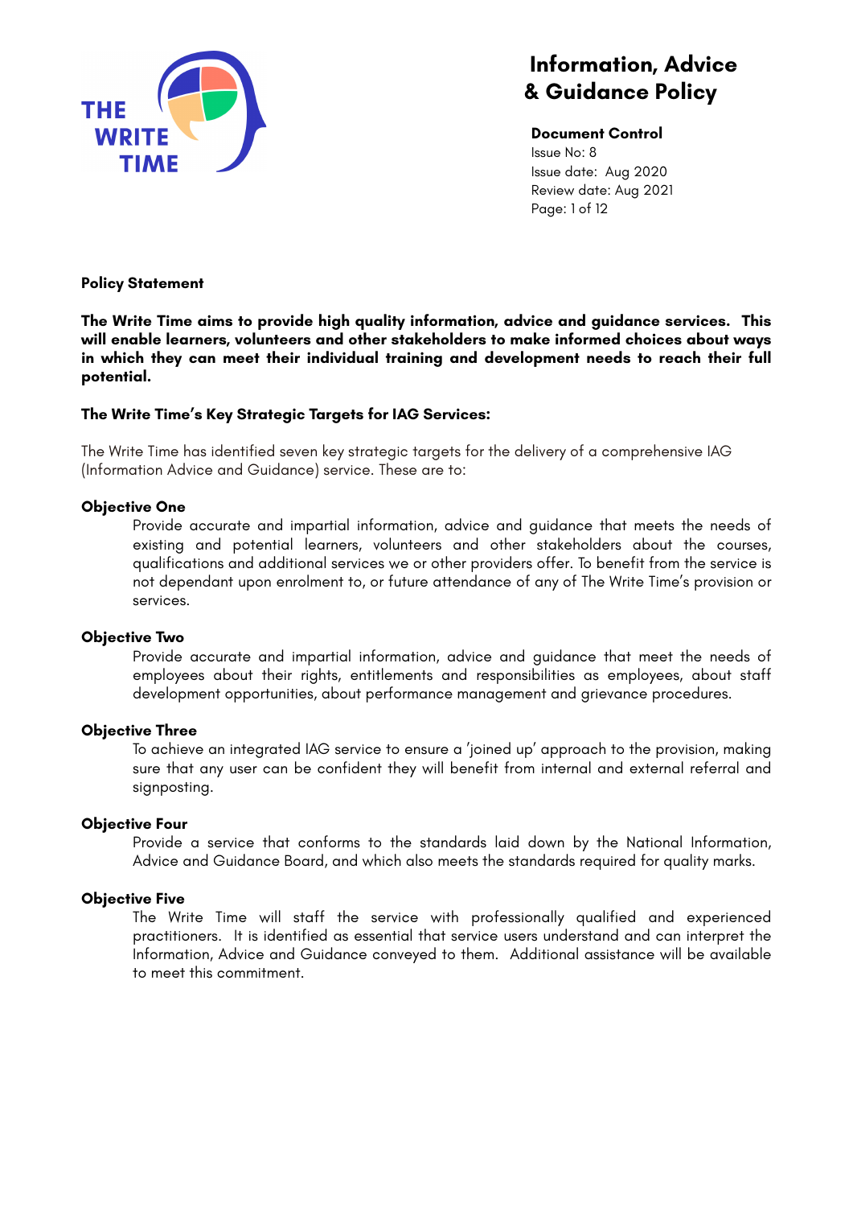# Information, Advice & Guidance Policy

**Document Control**
Issue No: 8
Issue date: Aug 2020
Review date: Aug 2021

**Policy Statement**

**The Write Time aims to provide high quality information, advice and guidance services. This will enable learners, volunteers and other stakeholders to make informed choices about ways in which they can meet their individual training and development needs to reach their full potential.**

**The Write Time's Key Strategic Targets for IAG Services:**

The Write Time has identified seven key strategic targets for the delivery of a comprehensive IAG (Information Advice and Guidance) service. These are to:

**Objective One**

Provide accurate and impartial information, advice and guidance that meets the needs of existing and potential learners, volunteers and other stakeholders about the courses, qualifications and additional services we or other providers offer. To benefit from the service is not dependant upon enrolment to, or future attendance of any of The Write Time's provision or services.

**Objective Two**

Provide accurate and impartial information, advice and guidance that meet the needs of employees about their rights, entitlements and responsibilities as employees, about staff development opportunities, about performance management and grievance procedures.

**Objective Three**

To achieve an integrated IAG service to ensure a 'joined up' approach to the provision, making sure that any user can be confident they will benefit from internal and external referral and signposting.

**Objective Four**

Provide a service that conforms to the standards laid down by the National Information, Advice and Guidance Board, and which also meets the standards required for quality marks.

**Objective Five**

The Write Time will staff the service with professionally qualified and experienced practitioners. It is identified as essential that service users understand and can interpret the Information, Advice and Guidance conveyed to them. Additional assistance will be available to meet this commitment.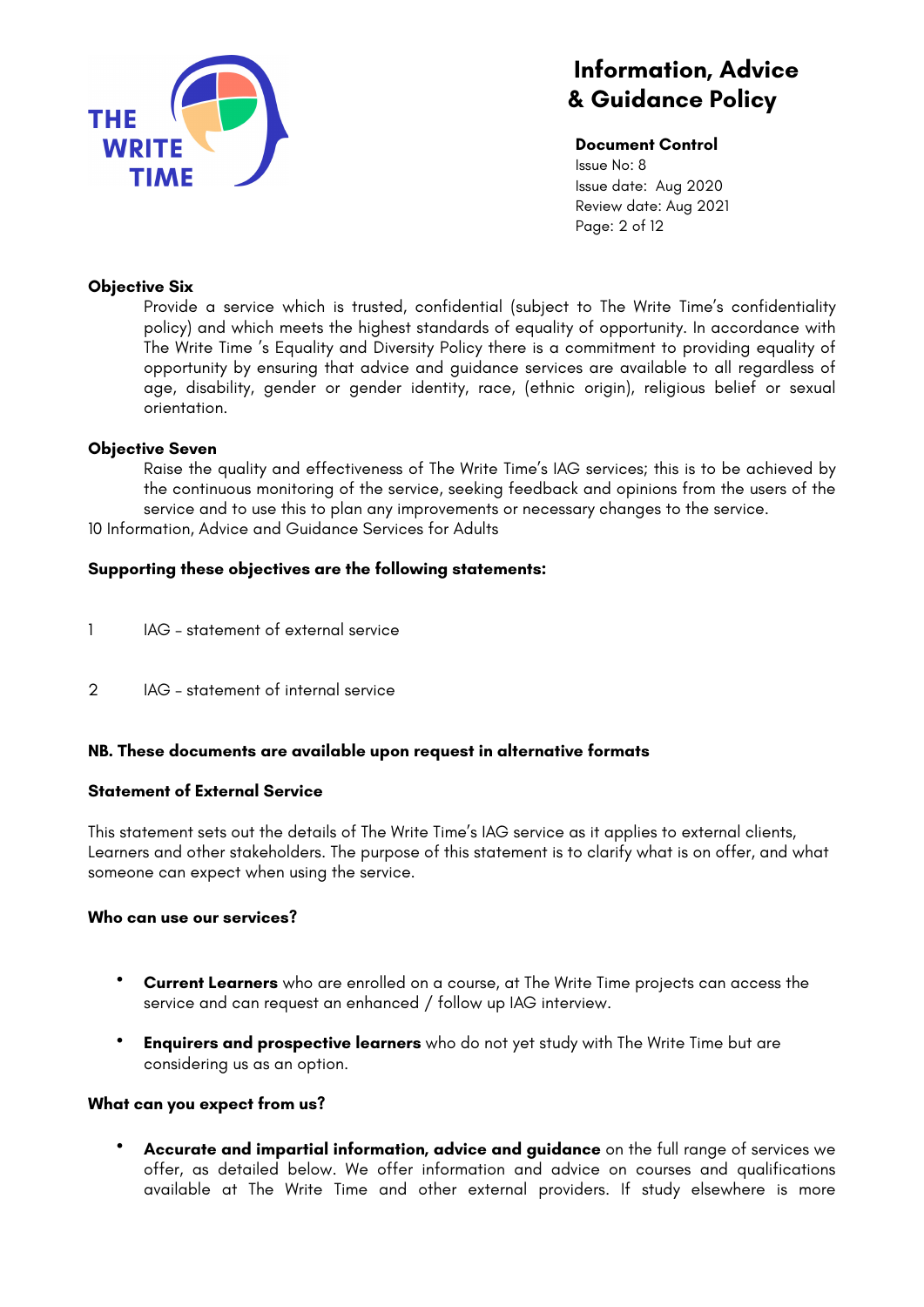**Objective Six**

Provide a service which is trusted, confidential (subject to The Write Time's confidentiality policy) and which meets the highest standards of equality of opportunity. In accordance with The Write Time 's Equality and Diversity Policy there is a commitment to providing equality of opportunity by ensuring that advice and guidance services are available to all regardless of age, disability, gender or gender identity, race, (ethnic origin), religious belief or sexual orientation.

**Objective Seven**

Raise the quality and effectiveness of The Write Time's IAG services; this is to be achieved by the continuous monitoring of the service, seeking feedback and opinions from the users of the service and to use this to plan any improvements or necessary changes to the service.

10 Information, Advice and Guidance Services for Adults

**Supporting these objectives are the following statements:**

1 IAG – statement of external service

2 IAG – statement of internal service

**NB. These documents are available upon request in alternative formats**

**Statement of External Service**

This statement sets out the details of The Write Time's IAG service as it applies to external clients, Learners and other stakeholders. The purpose of this statement is to clarify what is on offer, and what someone can expect when using the service.

**Who can use our services?**

- **Current Learners** who are enrolled on a course, at The Write Time projects can access the service and can request an enhanced / follow up IAG interview.
- **Enquirers and prospective learners** who do not yet study with The Write Time but are considering us as an option.

**What can you expect from us?**

- **Accurate and impartial information, advice and guidance** on the full range of services we offer, as detailed below. We offer information and advice on courses and qualifications available at The Write Time and other external providers. If study elsewhere is more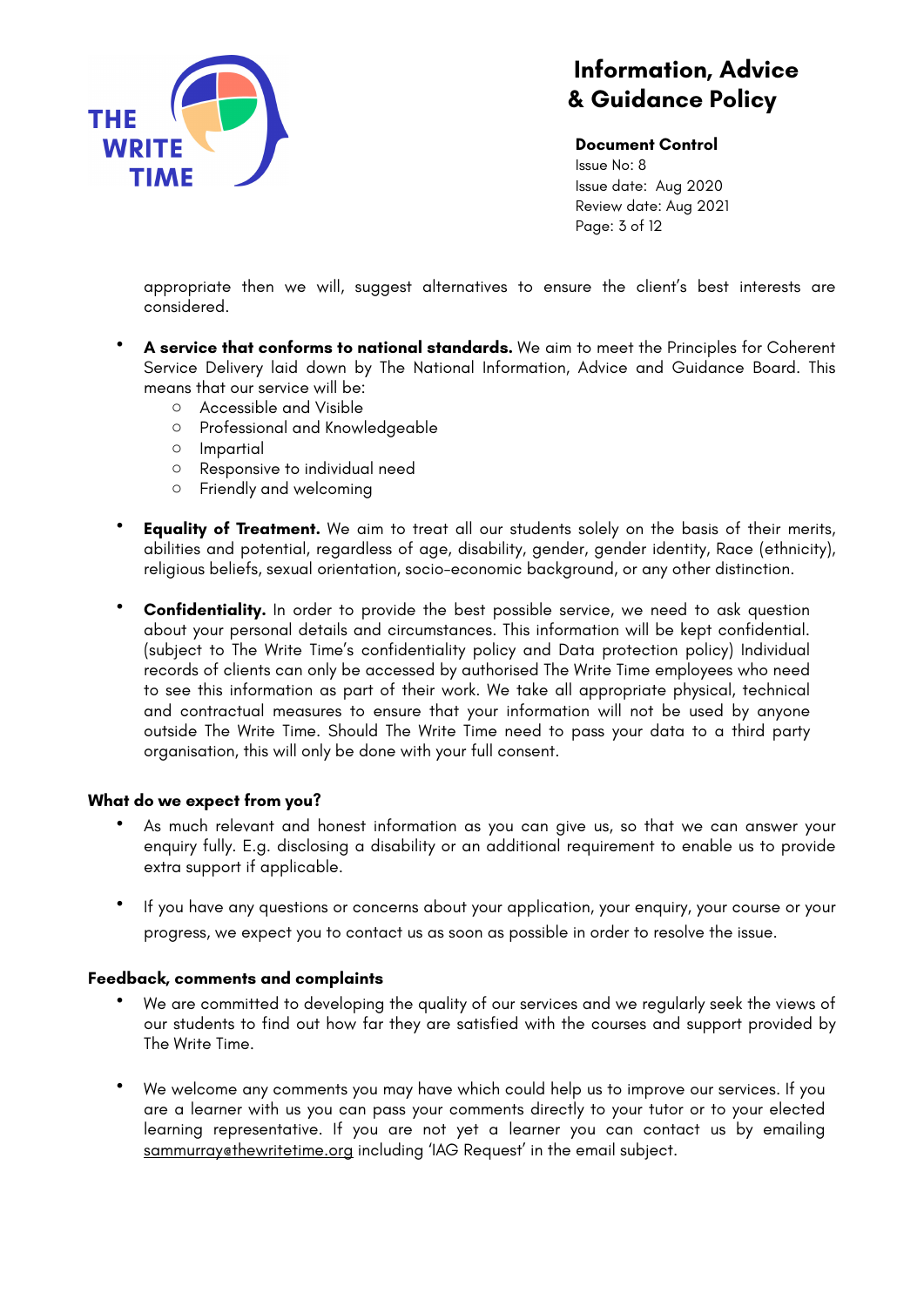appropriate then we will, suggest alternatives to ensure the client's best interests are considered.

- **A service that conforms to national standards.** We aim to meet the Principles for Coherent Service Delivery laid down by The National Information, Advice and Guidance Board. This means that our service will be:
    - Accessible and Visible
    - Professional and Knowledgeable
    - Impartial
    - Responsive to individual need
    - Friendly and welcoming

- **Equality of Treatment.** We aim to treat all our students solely on the basis of their merits, abilities and potential, regardless of age, disability, gender, gender identity, Race (ethnicity), religious beliefs, sexual orientation, socio-economic background, or any other distinction.

- **Confidentiality.** In order to provide the best possible service, we need to ask question about your personal details and circumstances. This information will be kept confidential. (subject to The Write Time's confidentiality policy and Data protection policy) Individual records of clients can only be accessed by authorised The Write Time employees who need to see this information as part of their work. We take all appropriate physical, technical and contractual measures to ensure that your information will not be used by anyone outside The Write Time. Should The Write Time need to pass your data to a third party organisation, this will only be done with your full consent.

### What do we expect from you?

- As much relevant and honest information as you can give us, so that we can answer your enquiry fully. E.g. disclosing a disability or an additional requirement to enable us to provide extra support if applicable.

- If you have any questions or concerns about your application, your enquiry, your course or your progress, we expect you to contact us as soon as possible in order to resolve the issue.

### Feedback, comments and complaints

- We are committed to developing the quality of our services and we regularly seek the views of our students to find out how far they are satisfied with the courses and support provided by The Write Time.

- We welcome any comments you may have which could help us to improve our services. If you are a learner with us you can pass your comments directly to your tutor or to your elected learning representative. If you are not yet a learner you can contact us by emailing sammurray@thewritetime.org including 'IAG Request' in the email subject.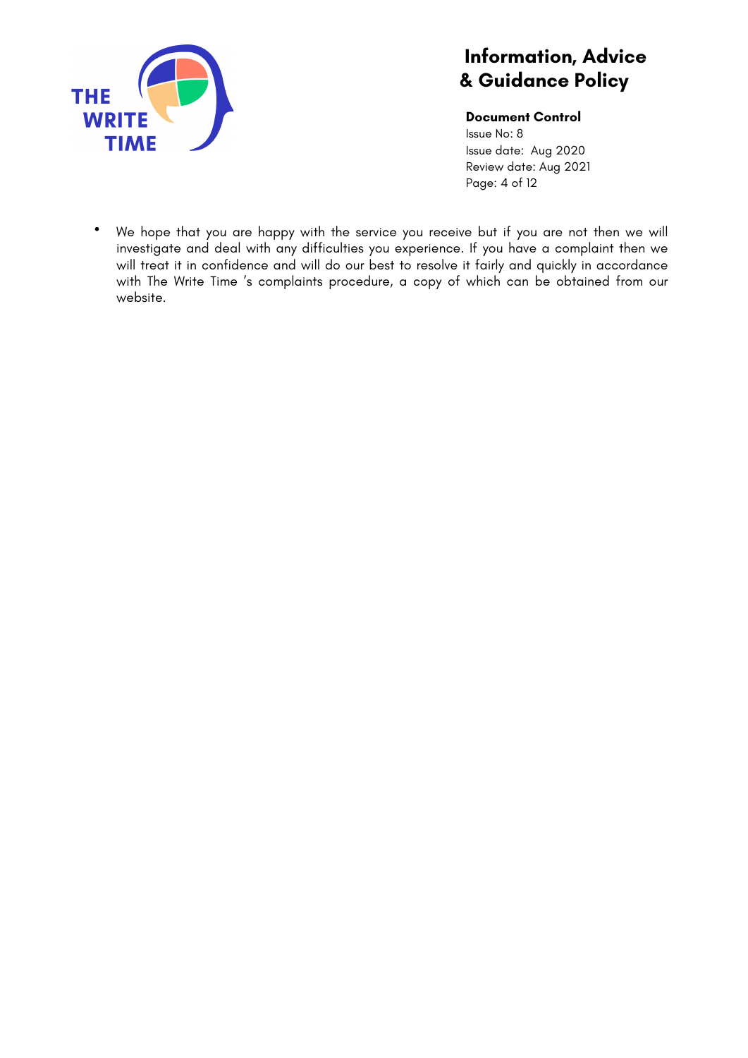- We hope that you are happy with the service you receive but if you are not then we will investigate and deal with any difficulties you experience. If you have a complaint then we will treat it in confidence and will do our best to resolve it fairly and quickly in accordance with The Write Time 's complaints procedure, a copy of which can be obtained from our website.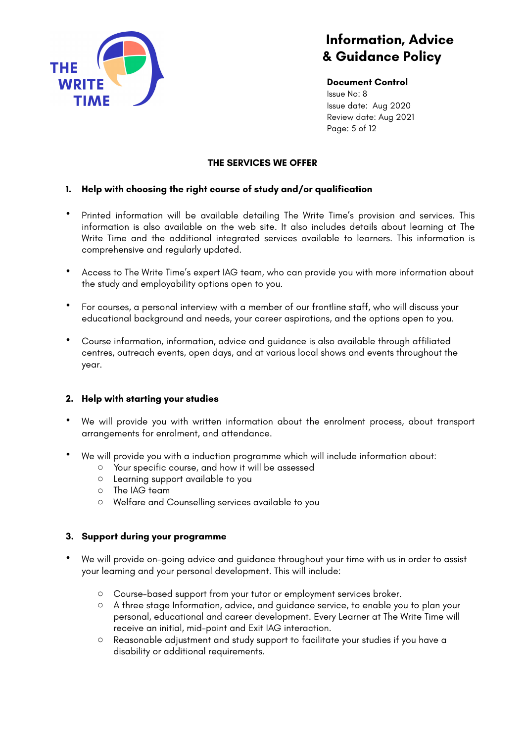## THE SERVICES WE OFFER

### 1. Help with choosing the right course of study and/or qualification

- Printed information will be available detailing The Write Time's provision and services. This information is also available on the web site. It also includes details about learning at The Write Time and the additional integrated services available to learners. This information is comprehensive and regularly updated.

- Access to The Write Time's expert IAG team, who can provide you with more information about the study and employability options open to you.

- For courses, a personal interview with a member of our frontline staff, who will discuss your educational background and needs, your career aspirations, and the options open to you.

- Course information, information, advice and guidance is also available through affiliated centres, outreach events, open days, and at various local shows and events throughout the year.

### 2. Help with starting your studies

- We will provide you with written information about the enrolment process, about transport arrangements for enrolment, and attendance.

- We will provide you with a induction programme which will include information about:
    - Your specific course, and how it will be assessed
    - Learning support available to you
    - The IAG team
    - Welfare and Counselling services available to you

### 3. Support during your programme

- We will provide on-going advice and guidance throughout your time with us in order to assist your learning and your personal development. This will include:

    - Course-based support from your tutor or employment services broker.
    - A three stage Information, advice, and guidance service, to enable you to plan your personal, educational and career development. Every Learner at The Write Time will receive an initial, mid-point and Exit IAG interaction.
    - Reasonable adjustment and study support to facilitate your studies if you have a disability or additional requirements.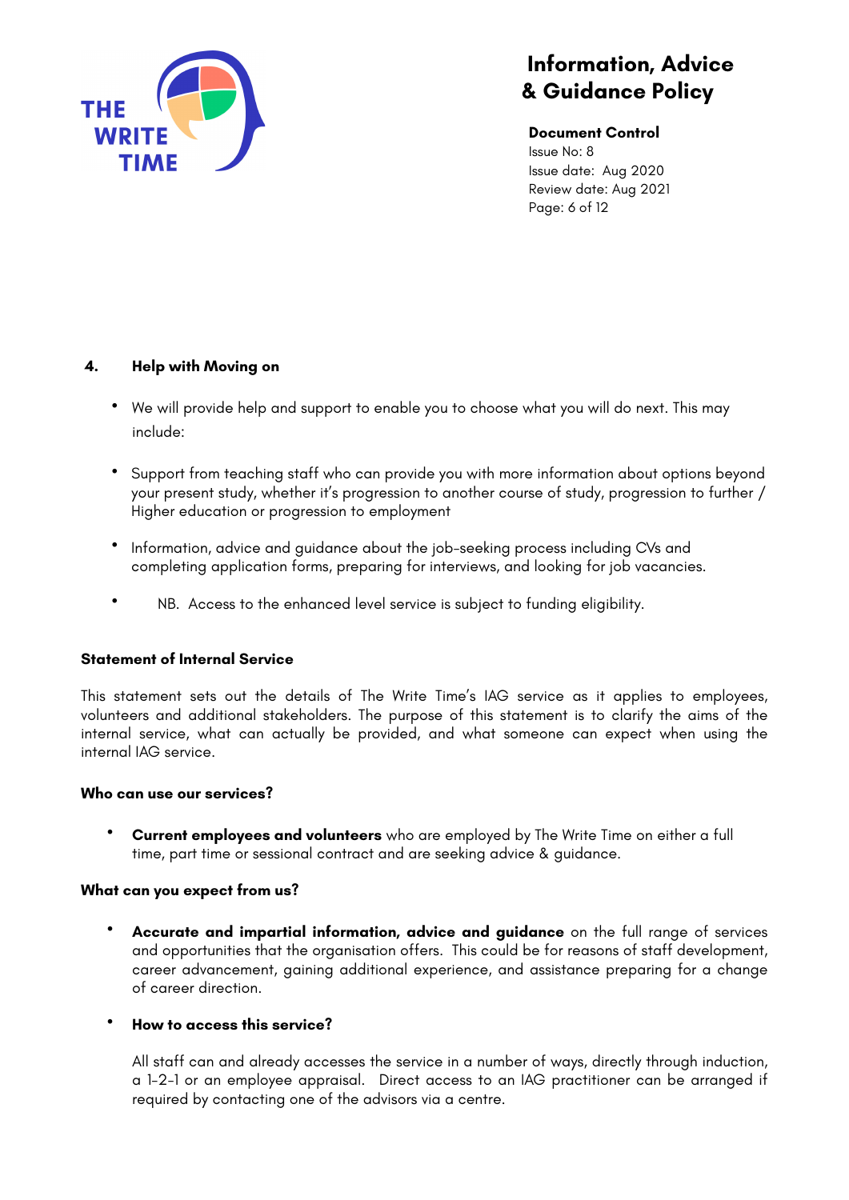## 4. Help with Moving on

- We will provide help and support to enable you to choose what you will do next. This may include:
- Support from teaching staff who can provide you with more information about options beyond your present study, whether it's progression to another course of study, progression to further / Higher education or progression to employment
- Information, advice and guidance about the job-seeking process including CVs and completing application forms, preparing for interviews, and looking for job vacancies.
- NB. Access to the enhanced level service is subject to funding eligibility.

### Statement of Internal Service

This statement sets out the details of The Write Time's IAG service as it applies to employees, volunteers and additional stakeholders. The purpose of this statement is to clarify the aims of the internal service, what can actually be provided, and what someone can expect when using the internal IAG service.

#### Who can use our services?

- **Current employees and volunteers** who are employed by The Write Time on either a full time, part time or sessional contract and are seeking advice & guidance.

#### What can you expect from us?

- **Accurate and impartial information, advice and guidance** on the full range of services and opportunities that the organisation offers. This could be for reasons of staff development, career advancement, gaining additional experience, and assistance preparing for a change of career direction.

- **How to access this service?**

  All staff can and already accesses the service in a number of ways, directly through induction, a 1-2-1 or an employee appraisal. Direct access to an IAG practitioner can be arranged if required by contacting one of the advisors via a centre.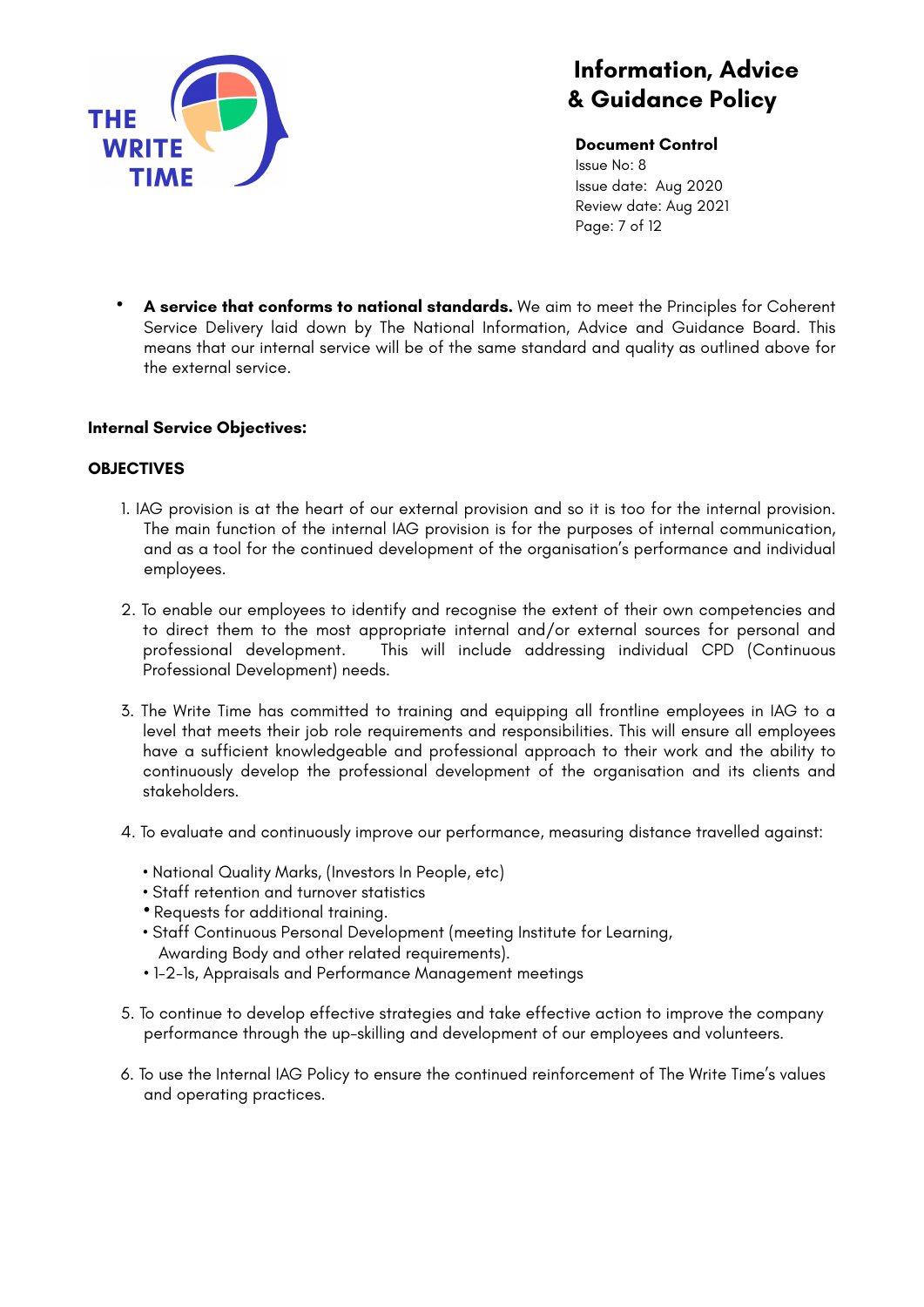- **A service that conforms to national standards.** We aim to meet the Principles for Coherent Service Delivery laid down by The National Information, Advice and Guidance Board. This means that our internal service will be of the same standard and quality as outlined above for the external service.

**Internal Service Objectives:**

**OBJECTIVES**

1. IAG provision is at the heart of our external provision and so it is too for the internal provision. The main function of the internal IAG provision is for the purposes of internal communication, and as a tool for the continued development of the organisation's performance and individual employees.

2. To enable our employees to identify and recognise the extent of their own competencies and to direct them to the most appropriate internal and/or external sources for personal and professional development. This will include addressing individual CPD (Continuous Professional Development) needs.

3. The Write Time has committed to training and equipping all frontline employees in IAG to a level that meets their job role requirements and responsibilities. This will ensure all employees have a sufficient knowledgeable and professional approach to their work and the ability to continuously develop the professional development of the organisation and its clients and stakeholders.

4. To evaluate and continuously improve our performance, measuring distance travelled against:

   - National Quality Marks, (Investors In People, etc)
   - Staff retention and turnover statistics
   - Requests for additional training.
   - Staff Continuous Personal Development (meeting Institute for Learning, Awarding Body and other related requirements).
   - 1-2-1s, Appraisals and Performance Management meetings

5. To continue to develop effective strategies and take effective action to improve the company performance through the up-skilling and development of our employees and volunteers.

6. To use the Internal IAG Policy to ensure the continued reinforcement of The Write Time's values and operating practices.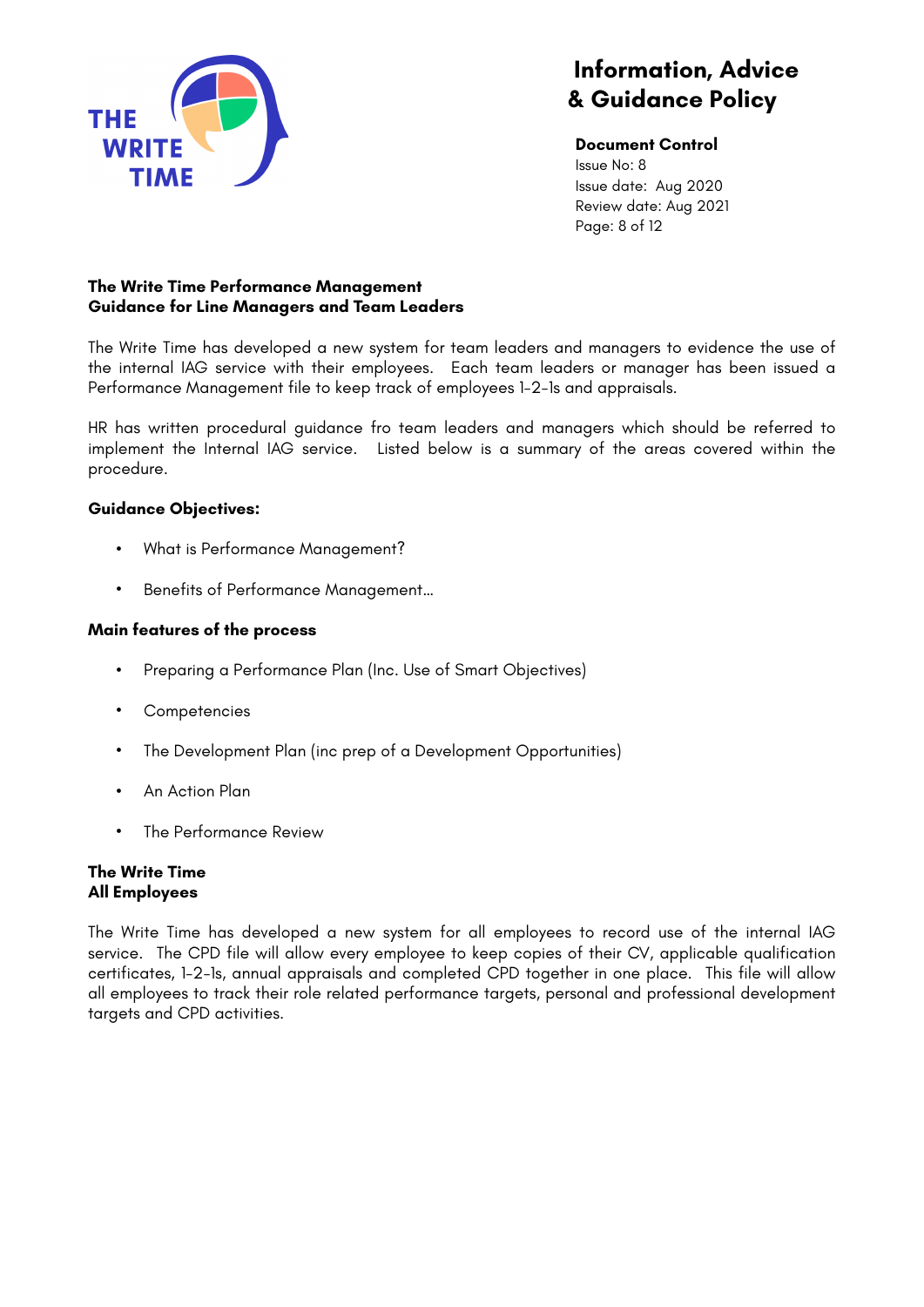**The Write Time Performance Management**
**Guidance for Line Managers and Team Leaders**

The Write Time has developed a new system for team leaders and managers to evidence the use of the internal IAG service with their employees. Each team leaders or manager has been issued a Performance Management file to keep track of employees 1-2-1s and appraisals.

HR has written procedural guidance fro team leaders and managers which should be referred to implement the Internal IAG service. Listed below is a summary of the areas covered within the procedure.

**Guidance Objectives:**

- What is Performance Management?
- Benefits of Performance Management…

**Main features of the process**

- Preparing a Performance Plan (Inc. Use of Smart Objectives)
- Competencies
- The Development Plan (inc prep of a Development Opportunities)
- An Action Plan
- The Performance Review

**The Write Time**
**All Employees**

The Write Time has developed a new system for all employees to record use of the internal IAG service. The CPD file will allow every employee to keep copies of their CV, applicable qualification certificates, 1-2-1s, annual appraisals and completed CPD together in one place. This file will allow all employees to track their role related performance targets, personal and professional development targets and CPD activities.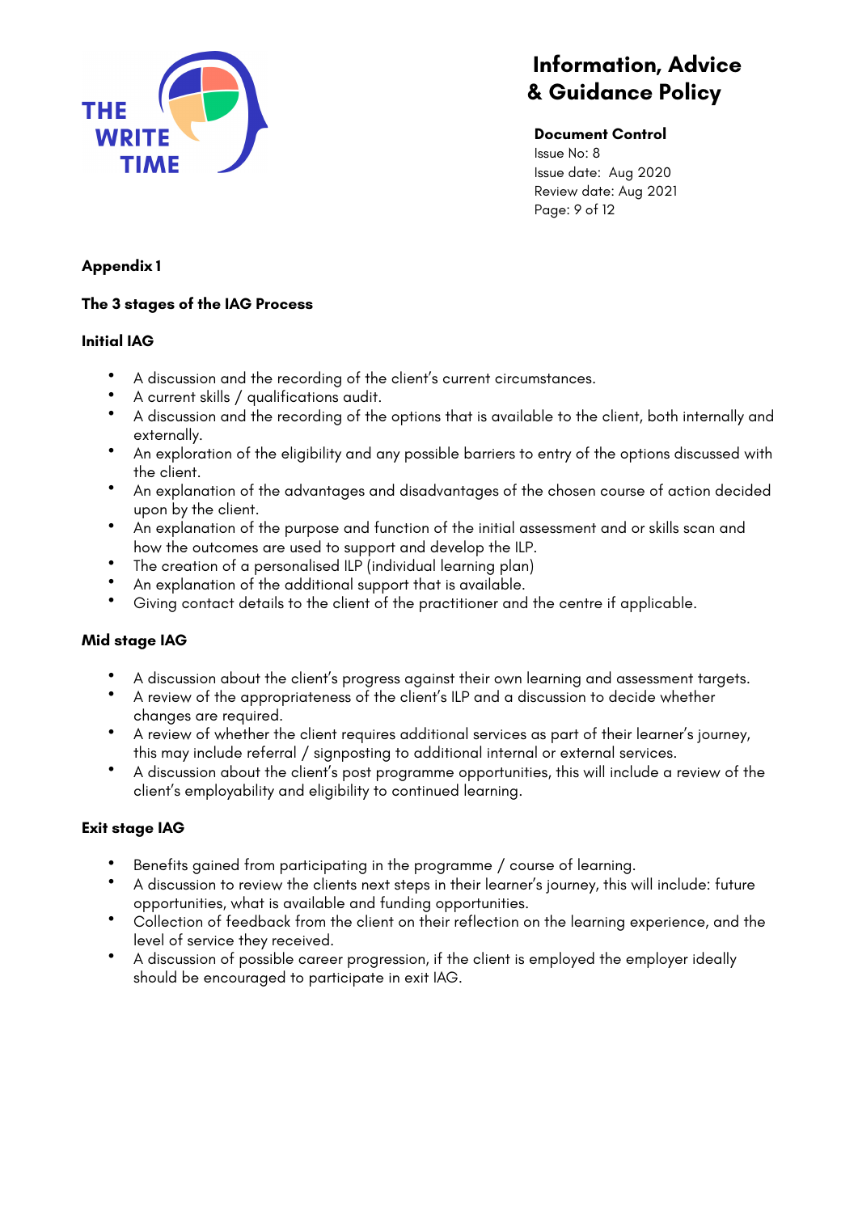## Appendix 1

### The 3 stages of the IAG Process

#### Initial IAG

- A discussion and the recording of the client's current circumstances.
- A current skills / qualifications audit.
- A discussion and the recording of the options that is available to the client, both internally and externally.
- An exploration of the eligibility and any possible barriers to entry of the options discussed with the client.
- An explanation of the advantages and disadvantages of the chosen course of action decided upon by the client.
- An explanation of the purpose and function of the initial assessment and or skills scan and how the outcomes are used to support and develop the ILP.
- The creation of a personalised ILP (individual learning plan)
- An explanation of the additional support that is available.
- Giving contact details to the client of the practitioner and the centre if applicable.

#### Mid stage IAG

- A discussion about the client's progress against their own learning and assessment targets.
- A review of the appropriateness of the client's ILP and a discussion to decide whether changes are required.
- A review of whether the client requires additional services as part of their learner's journey, this may include referral / signposting to additional internal or external services.
- A discussion about the client's post programme opportunities, this will include a review of the client's employability and eligibility to continued learning.

#### Exit stage IAG

- Benefits gained from participating in the programme / course of learning.
- A discussion to review the clients next steps in their learner's journey, this will include: future opportunities, what is available and funding opportunities.
- Collection of feedback from the client on their reflection on the learning experience, and the level of service they received.
- A discussion of possible career progression, if the client is employed the employer ideally should be encouraged to participate in exit IAG.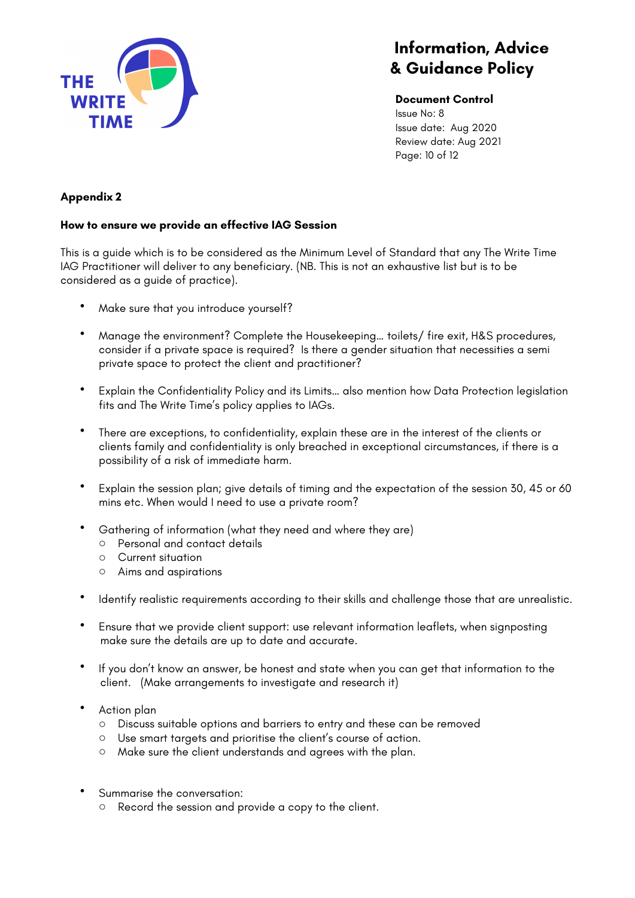**Appendix 2**

**How to ensure we provide an effective IAG Session**

This is a guide which is to be considered as the Minimum Level of Standard that any The Write Time IAG Practitioner will deliver to any beneficiary. (NB. This is not an exhaustive list but is to be considered as a guide of practice).

- Make sure that you introduce yourself?
- Manage the environment? Complete the Housekeeping… toilets/ fire exit, H&S procedures, consider if a private space is required? Is there a gender situation that necessities a semi private space to protect the client and practitioner?
- Explain the Confidentiality Policy and its Limits… also mention how Data Protection legislation fits and The Write Time's policy applies to IAGs.
- There are exceptions, to confidentiality, explain these are in the interest of the clients or clients family and confidentiality is only breached in exceptional circumstances, if there is a possibility of a risk of immediate harm.
- Explain the session plan; give details of timing and the expectation of the session 30, 45 or 60 mins etc. When would I need to use a private room?
- Gathering of information (what they need and where they are)
    - Personal and contact details
    - Current situation
    - Aims and aspirations
- Identify realistic requirements according to their skills and challenge those that are unrealistic.
- Ensure that we provide client support: use relevant information leaflets, when signposting make sure the details are up to date and accurate.
- If you don't know an answer, be honest and state when you can get that information to the client. (Make arrangements to investigate and research it)
- Action plan
    - Discuss suitable options and barriers to entry and these can be removed
    - Use smart targets and prioritise the client's course of action.
    - Make sure the client understands and agrees with the plan.
- Summarise the conversation:
    - Record the session and provide a copy to the client.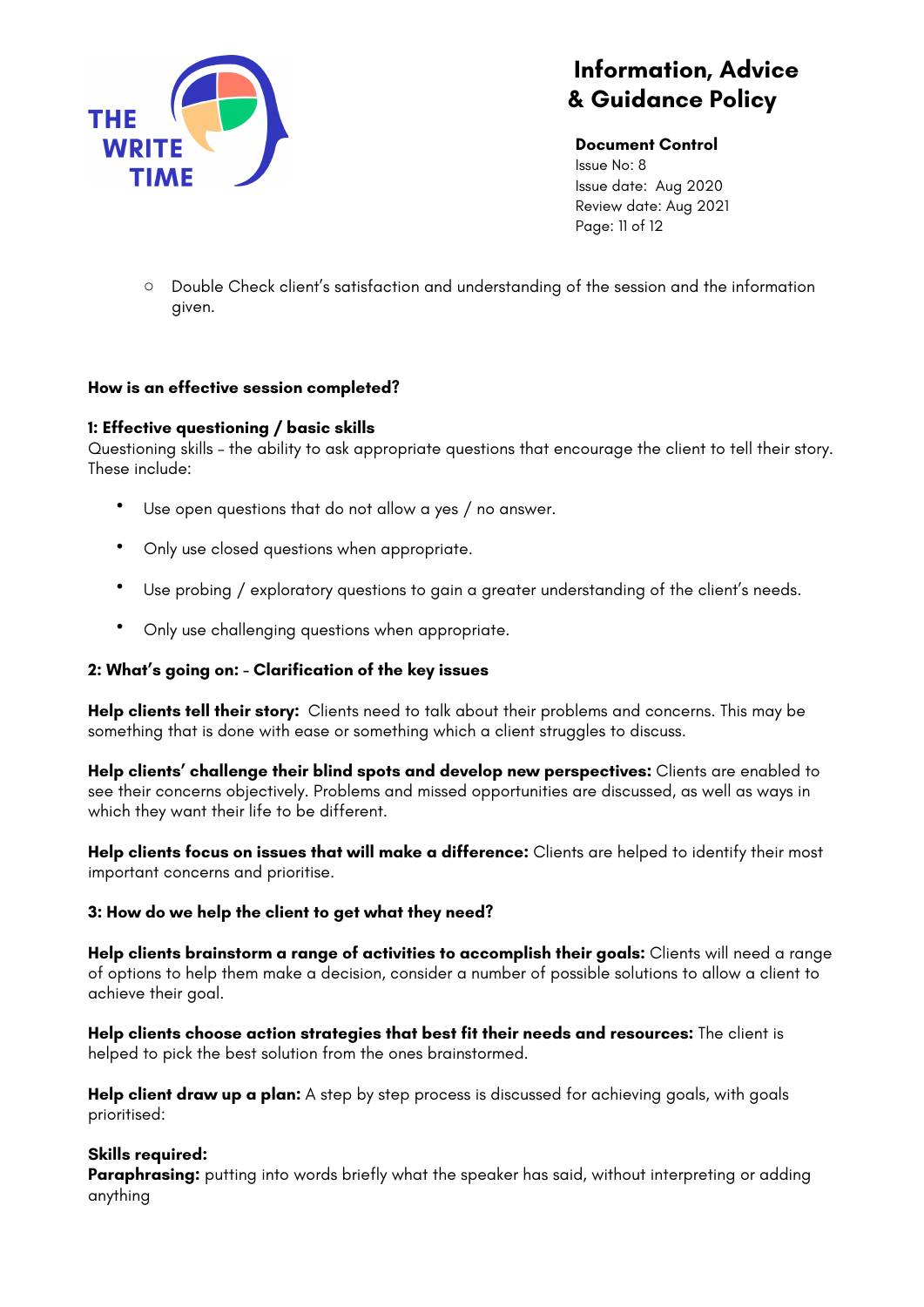- Double Check client's satisfaction and understanding of the session and the information given.

**How is an effective session completed?**

**1: Effective questioning / basic skills**
Questioning skills – the ability to ask appropriate questions that encourage the client to tell their story. These include:

- Use open questions that do not allow a yes / no answer.
- Only use closed questions when appropriate.
- Use probing / exploratory questions to gain a greater understanding of the client's needs.
- Only use challenging questions when appropriate.

**2: What's going on: – Clarification of the key issues**

**Help clients tell their story:** Clients need to talk about their problems and concerns. This may be something that is done with ease or something which a client struggles to discuss.

**Help clients' challenge their blind spots and develop new perspectives:** Clients are enabled to see their concerns objectively. Problems and missed opportunities are discussed, as well as ways in which they want their life to be different.

**Help clients focus on issues that will make a difference:** Clients are helped to identify their most important concerns and prioritise.

**3: How do we help the client to get what they need?**

**Help clients brainstorm a range of activities to accomplish their goals:** Clients will need a range of options to help them make a decision, consider a number of possible solutions to allow a client to achieve their goal.

**Help clients choose action strategies that best fit their needs and resources:** The client is helped to pick the best solution from the ones brainstormed.

**Help client draw up a plan:** A step by step process is discussed for achieving goals, with goals prioritised:

**Skills required:**
**Paraphrasing:** putting into words briefly what the speaker has said, without interpreting or adding anything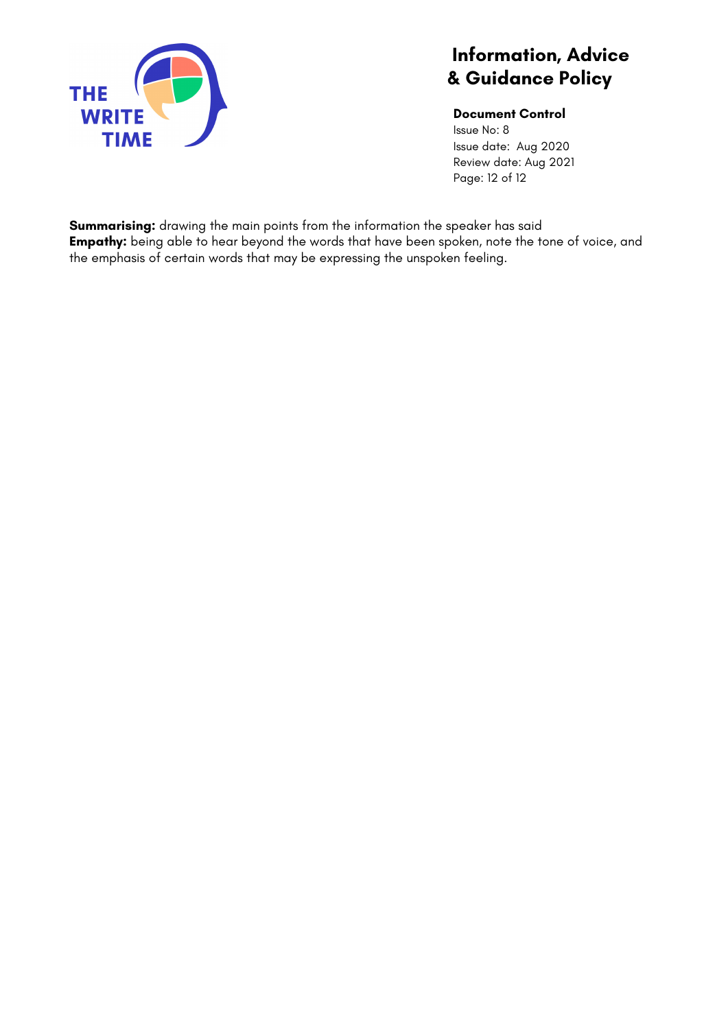**Summarising:** drawing the main points from the information the speaker has said
**Empathy:** being able to hear beyond the words that have been spoken, note the tone of voice, and the emphasis of certain words that may be expressing the unspoken feeling.